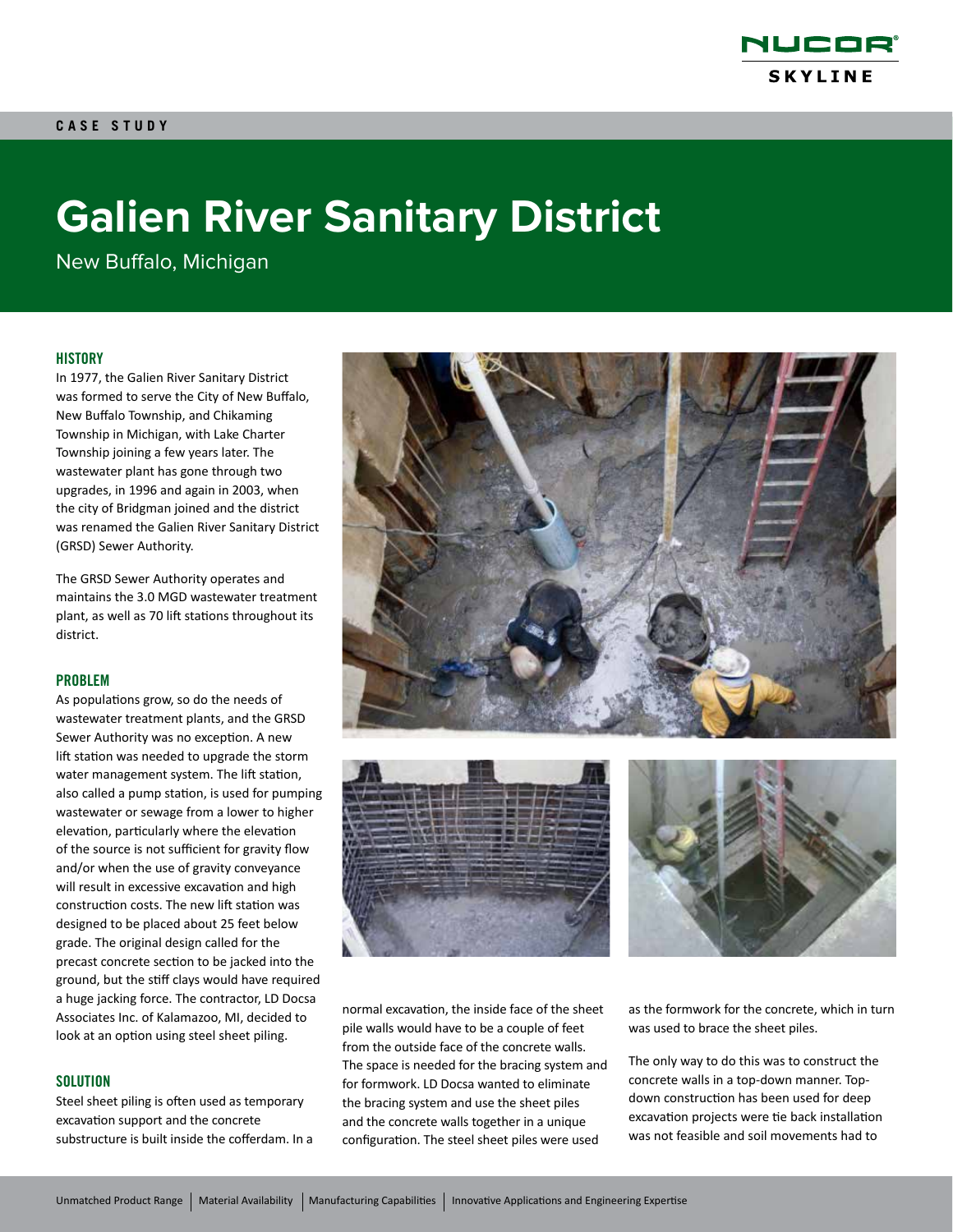CASE STUDY

# Galien River Sanitary District

New Buffalo, Michigan

## HISTORY

In 1977, the Galien River Sanitary District was formed to serve the City of New Buffalo, New Buffalo Township, and Chikaming Township in Michigan, with Lake Charter Township joining a few years later. The wastewater plant has gone through two upgrades, in 1996 and again in 2003, when the city of Bridgman joined and the district was renamed the Galien River Sanitary District (GRSD) Sewer Authority.

The GRSD Sewer Authority operates and maintains the 3.0 MGD wastewater treatment plant, as well as 70 lift stations throughout its district.

## PROBLEM

As populations grow, so do the needs of wastewater treatment plants, and the GRSD Sewer Authority was no exception. A new lift station was needed to upgrade the storm water management system. The lift station, also called a pump station, is used for pumping wastewater or sewage from a lower to higher elevation, particularly where the elevation of the source is not sufficient for gravity flow and/or when the use of gravity conveyance will result in excessive excavation and high construction costs. The new lift station was designed to be placed about 25 feet below grade. The original design called for the precast concrete section to be jacked into the ground, but the stiff clays would have required a huge jacking force. The contractor, LD Docsa Associates Inc. of Kalamazoo, MI, decided to look at an option using steel sheet piling.

## SOLUTION

Steel sheet piling is often used as temporary excavation support and the concrete substructure is built inside the cofferdam. In a normal excavation, the inside face of the sheet pile walls would have to be a couple of feet from the outside face of the concrete walls. The space is needed for the bracing system and for formwork. LD Docsa wanted to eliminate the bracing system and use the sheet piles and the concrete walls together in a unique configuration. The steel sheet piles were used as the formwork for the concrete, which in turn was used to brace the sheet piles.

The only way to do this was to construct the concrete walls in a top-down manner. Top-down construction has been used for deep excavation projects were tie back installation was not feasible and soil movements had to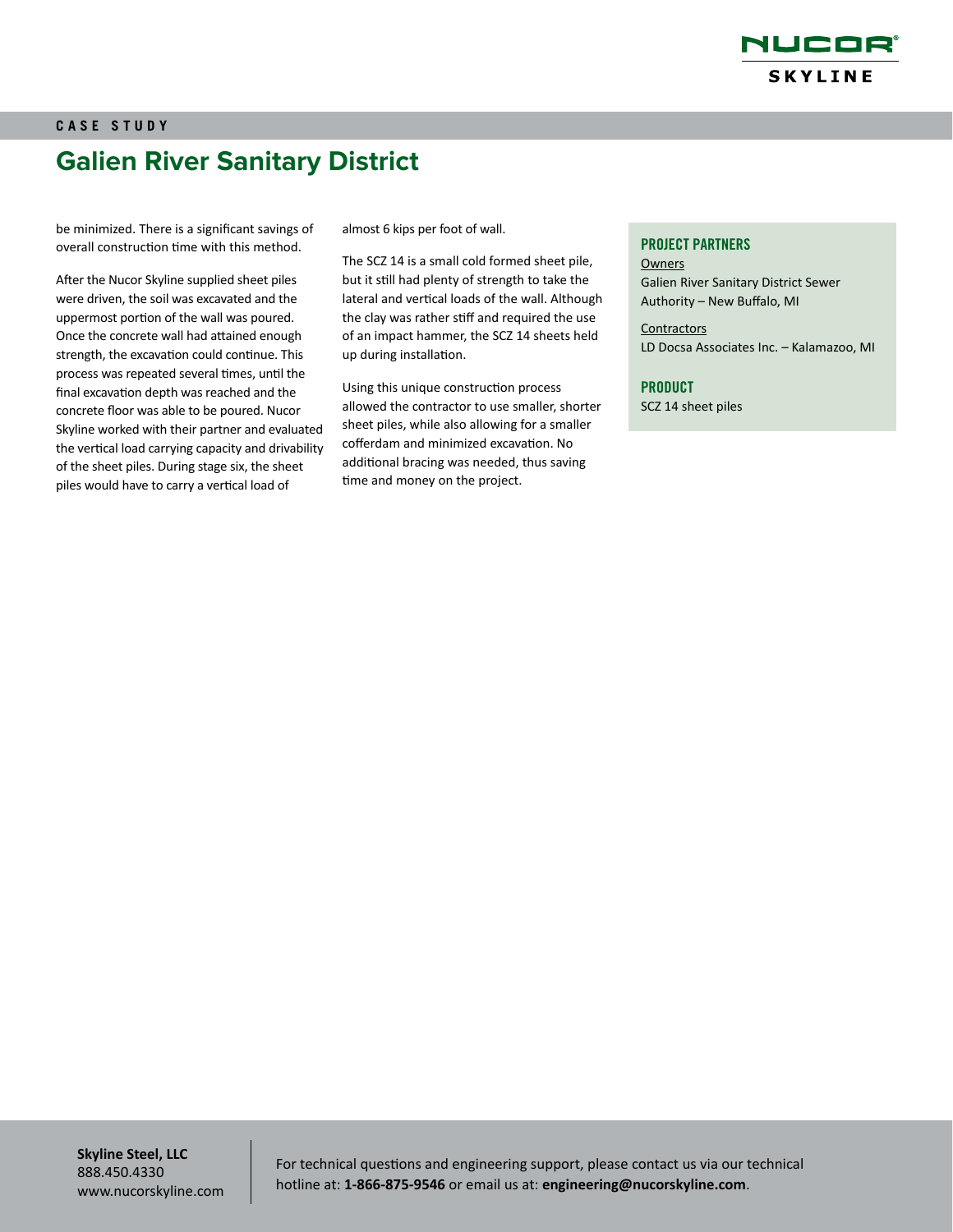be minimized. There is a significant savings of overall construction time with this method.

After the Nucor Skyline supplied sheet piles were driven, the soil was excavated and the uppermost portion of the wall was poured. Once the concrete wall had attained enough strength, the excavation could continue. This process was repeated several times, until the final excavation depth was reached and the concrete floor was able to be poured. Nucor Skyline worked with their partner and evaluated the vertical load carrying capacity and drivability of the sheet piles. During stage six, the sheet piles would have to carry a vertical load of almost 6 kips per foot of wall.

The SCZ 14 is a small cold formed sheet pile, but it still had plenty of strength to take the lateral and vertical loads of the wall. Although the clay was rather stiff and required the use of an impact hammer, the SCZ 14 sheets held up during installation.

Using this unique construction process allowed the contractor to use smaller, shorter sheet piles, while also allowing for a smaller cofferdam and minimized excavation. No additional bracing was needed, thus saving time and money on the project.

## PROJECT PARTNERS

Owners
Galien River Sanitary District Sewer Authority – New Buffalo, MI

Contractors
LD Docsa Associates Inc. – Kalamazoo, MI

## PRODUCT

SCZ 14 sheet piles

**Skyline Steel, LLC**
888.450.4330
www.nucorskyline.com

For technical questions and engineering support, please contact us via our technical hotline at: **1-866-875-9546** or email us at: **engineering@nucorskyline.com**.